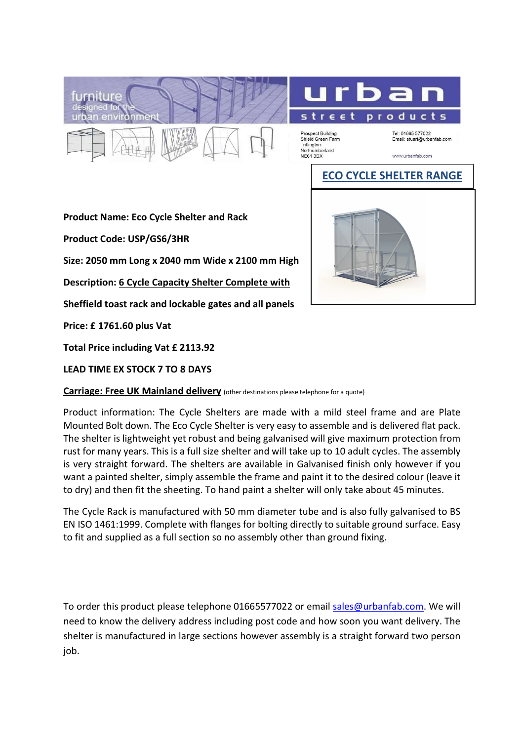furniture designed for the urban environment

# urban street products

Prospect Building
Shield Green Farm
Tritlington
Northumberland
NE61 3DX

Tel: 01665 577022
Email: stuart@urbanfab.com

www.urbanfab.com

## ECO CYCLE SHELTER RANGE

**Product Name: Eco Cycle Shelter and Rack**

**Product Code: USP/GS6/3HR**

**Size: 2050 mm Long x 2040 mm Wide x 2100 mm High**

**Description: 6 Cycle Capacity Shelter Complete with Sheffield toast rack and lockable gates and all panels**

**Price: £ 1761.60 plus Vat**

**Total Price including Vat £ 2113.92**

**LEAD TIME EX STOCK 7 TO 8 DAYS**

**Carriage: Free UK Mainland delivery** (other destinations please telephone for a quote)

Product information: The Cycle Shelters are made with a mild steel frame and are Plate Mounted Bolt down. The Eco Cycle Shelter is very easy to assemble and is delivered flat pack. The shelter is lightweight yet robust and being galvanised will give maximum protection from rust for many years. This is a full size shelter and will take up to 10 adult cycles. The assembly is very straight forward. The shelters are available in Galvanised finish only however if you want a painted shelter, simply assemble the frame and paint it to the desired colour (leave it to dry) and then fit the sheeting. To hand paint a shelter will only take about 45 minutes.

The Cycle Rack is manufactured with 50 mm diameter tube and is also fully galvanised to BS EN ISO 1461:1999. Complete with flanges for bolting directly to suitable ground surface. Easy to fit and supplied as a full section so no assembly other than ground fixing.

To order this product please telephone 01665577022 or email sales@urbanfab.com. We will need to know the delivery address including post code and how soon you want delivery. The shelter is manufactured in large sections however assembly is a straight forward two person job.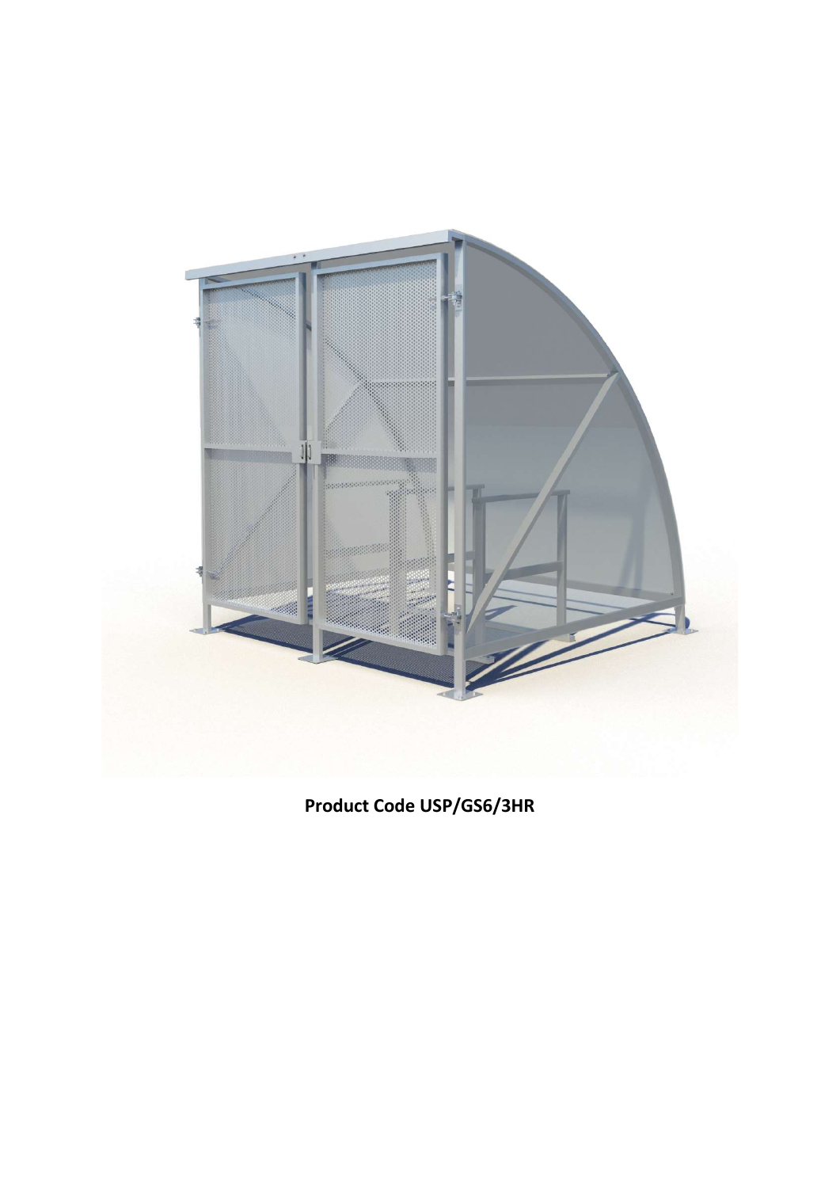**Product Code USP/GS6/3HR**